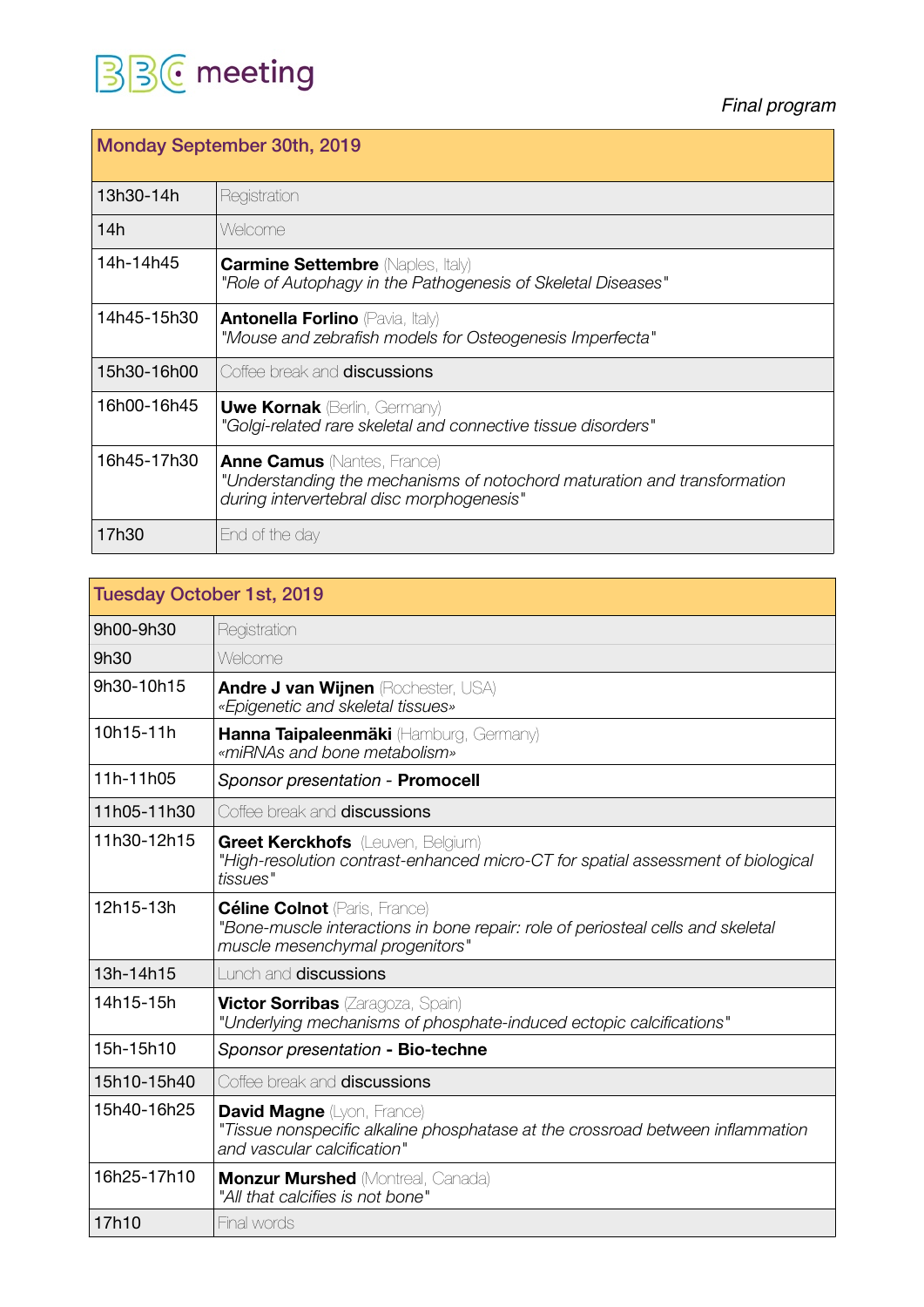# BBC meeting

*Final program*

| Monday September 30th, 2019 | |
|---|---|
| 13h30-14h | Registration |
| 14h | Welcome |
| 14h-14h45 | **Carmine Settembre** (Naples, Italy)<br>*"Role of Autophagy in the Pathogenesis of Skeletal Diseases"* |
| 14h45-15h30 | **Antonella Forlino** (Pavia, Italy)<br>*"Mouse and zebrafish models for Osteogenesis Imperfecta"* |
| 15h30-16h00 | Coffee break and **discussions** |
| 16h00-16h45 | **Uwe Kornak** (Berlin, Germany)<br>*"Golgi-related rare skeletal and connective tissue disorders"* |
| 16h45-17h30 | **Anne Camus** (Nantes, France)<br>*"Understanding the mechanisms of notochord maturation and transformation during intervertebral disc morphogenesis"* |
| 17h30 | End of the day |

| Tuesday October 1st, 2019 | |
|---|---|
| 9h00-9h30 | Registration |
| 9h30 | Welcome |
| 9h30-10h15 | **Andre J van Wijnen** (Rochester, USA)<br>*«Epigenetic and skeletal tissues»* |
| 10h15-11h | **Hanna Taipaleenmäki** (Hamburg, Germany)<br>*«miRNAs and bone metabolism»* |
| 11h-11h05 | *Sponsor presentation* - **Promocell** |
| 11h05-11h30 | Coffee break and **discussions** |
| 11h30-12h15 | **Greet Kerckhofs** (Leuven, Belgium)<br>*"High-resolution contrast-enhanced micro-CT for spatial assessment of biological tissues"* |
| 12h15-13h | **Céline Colnot** (Paris, France)<br>*"Bone-muscle interactions in bone repair: role of periosteal cells and skeletal muscle mesenchymal progenitors"* |
| 13h-14h15 | Lunch and **discussions** |
| 14h15-15h | **Victor Sorribas** (Zaragoza, Spain)<br>*"Underlying mechanisms of phosphate-induced ectopic calcifications"* |
| 15h-15h10 | *Sponsor presentation* **- Bio-techne** |
| 15h10-15h40 | Coffee break and **discussions** |
| 15h40-16h25 | **David Magne** (Lyon, France)<br>*"Tissue nonspecific alkaline phosphatase at the crossroad between inflammation and vascular calcification"* |
| 16h25-17h10 | **Monzur Murshed** (Montreal, Canada)<br>*"All that calcifies is not bone"* |
| 17h10 | Final words |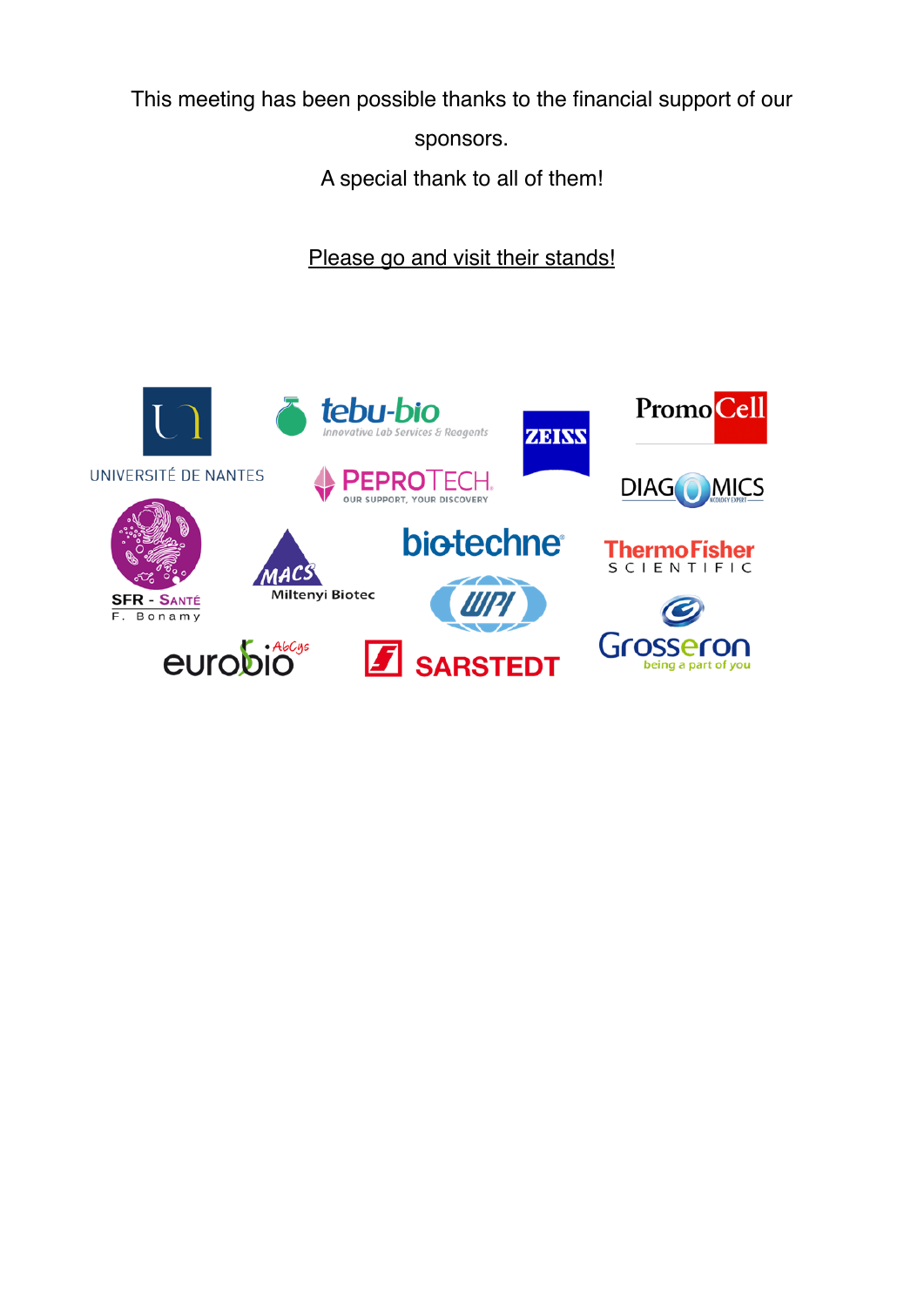This meeting has been possible thanks to the financial support of our sponsors.

A special thank to all of them!

Please go and visit their stands!